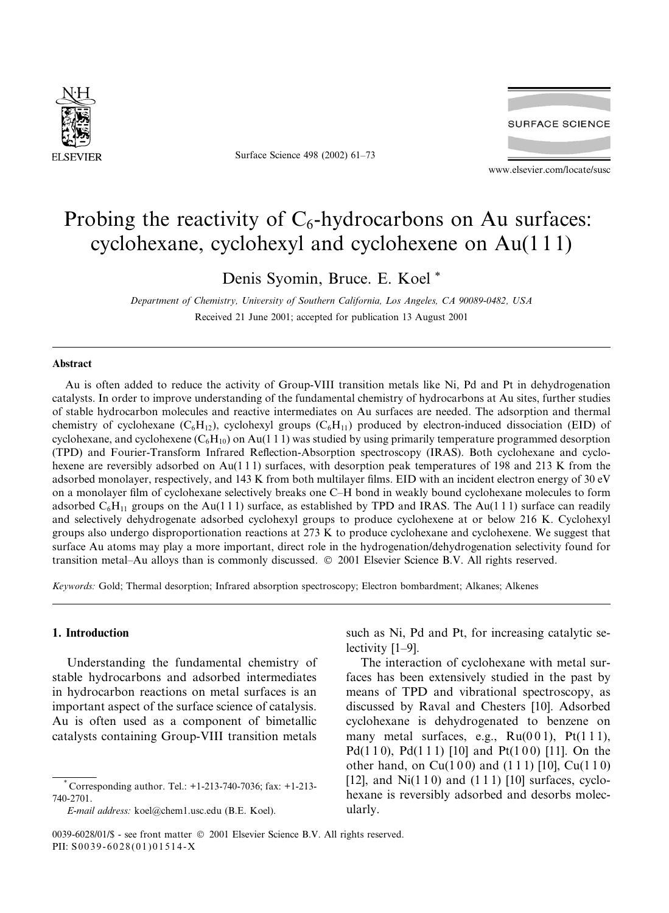# Probing the reactivity of $C_6$-hydrocarbons on Au surfaces: cyclohexane, cyclohexyl and cyclohexene on Au(1 1 1)

Denis Syomin, Bruce. E. Koel *

*Department of Chemistry, University of Southern California, Los Angeles, CA 90089-0482, USA*

Received 21 June 2001; accepted for publication 13 August 2001

## Abstract

Au is often added to reduce the activity of Group-VIII transition metals like Ni, Pd and Pt in dehydrogenation catalysts. In order to improve understanding of the fundamental chemistry of hydrocarbons at Au sites, further studies of stable hydrocarbon molecules and reactive intermediates on Au surfaces are needed. The adsorption and thermal chemistry of cyclohexane ($C_6H_{12}$), cyclohexyl groups ($C_6H_{11}$) produced by electron-induced dissociation (EID) of cyclohexane, and cyclohexene ($C_6H_{10}$) on Au(1 1 1) was studied by using primarily temperature programmed desorption (TPD) and Fourier-Transform Infrared Reflection-Absorption spectroscopy (IRAS). Both cyclohexane and cyclohexene are reversibly adsorbed on Au(1 1 1) surfaces, with desorption peak temperatures of 198 and 213 K from the adsorbed monolayer, respectively, and 143 K from both multilayer films. EID with an incident electron energy of 30 eV on a monolayer film of cyclohexane selectively breaks one C–H bond in weakly bound cyclohexane molecules to form adsorbed $C_6H_{11}$ groups on the Au(1 1 1) surface, as established by TPD and IRAS. The Au(1 1 1) surface can readily and selectively dehydrogenate adsorbed cyclohexyl groups to produce cyclohexene at or below 216 K. Cyclohexyl groups also undergo disproportionation reactions at 273 K to produce cyclohexane and cyclohexene. We suggest that surface Au atoms may play a more important, direct role in the hydrogenation/dehydrogenation selectivity found for transition metal–Au alloys than is commonly discussed. © 2001 Elsevier Science B.V. All rights reserved.

*Keywords:* Gold; Thermal desorption; Infrared absorption spectroscopy; Electron bombardment; Alkanes; Alkenes

## 1. Introduction

Understanding the fundamental chemistry of stable hydrocarbons and adsorbed intermediates in hydrocarbon reactions on metal surfaces is an important aspect of the surface science of catalysis. Au is often used as a component of bimetallic catalysts containing Group-VIII transition metals such as Ni, Pd and Pt, for increasing catalytic selectivity [1–9].

The interaction of cyclohexane with metal surfaces has been extensively studied in the past by means of TPD and vibrational spectroscopy, as discussed by Raval and Chesters [10]. Adsorbed cyclohexane is dehydrogenated to benzene on many metal surfaces, e.g., Ru(0 0 1), Pt(1 1 1), Pd(1 1 0), Pd(1 1 1) [10] and Pt(1 0 0) [11]. On the other hand, on Cu(1 0 0) and (1 1 1) [10], Cu(1 1 0) [12], and Ni(1 1 0) and (1 1 1) [10] surfaces, cyclohexane is reversibly adsorbed and desorbs molecularly.

* Corresponding author. Tel.: +1-213-740-7036; fax: +1-213-740-2701.
*E-mail address:* koel@chem1.usc.edu (B.E. Koel).

0039-6028/01/$ - see front matter © 2001 Elsevier Science B.V. All rights reserved.
PII: S0039-6028(01)01514-X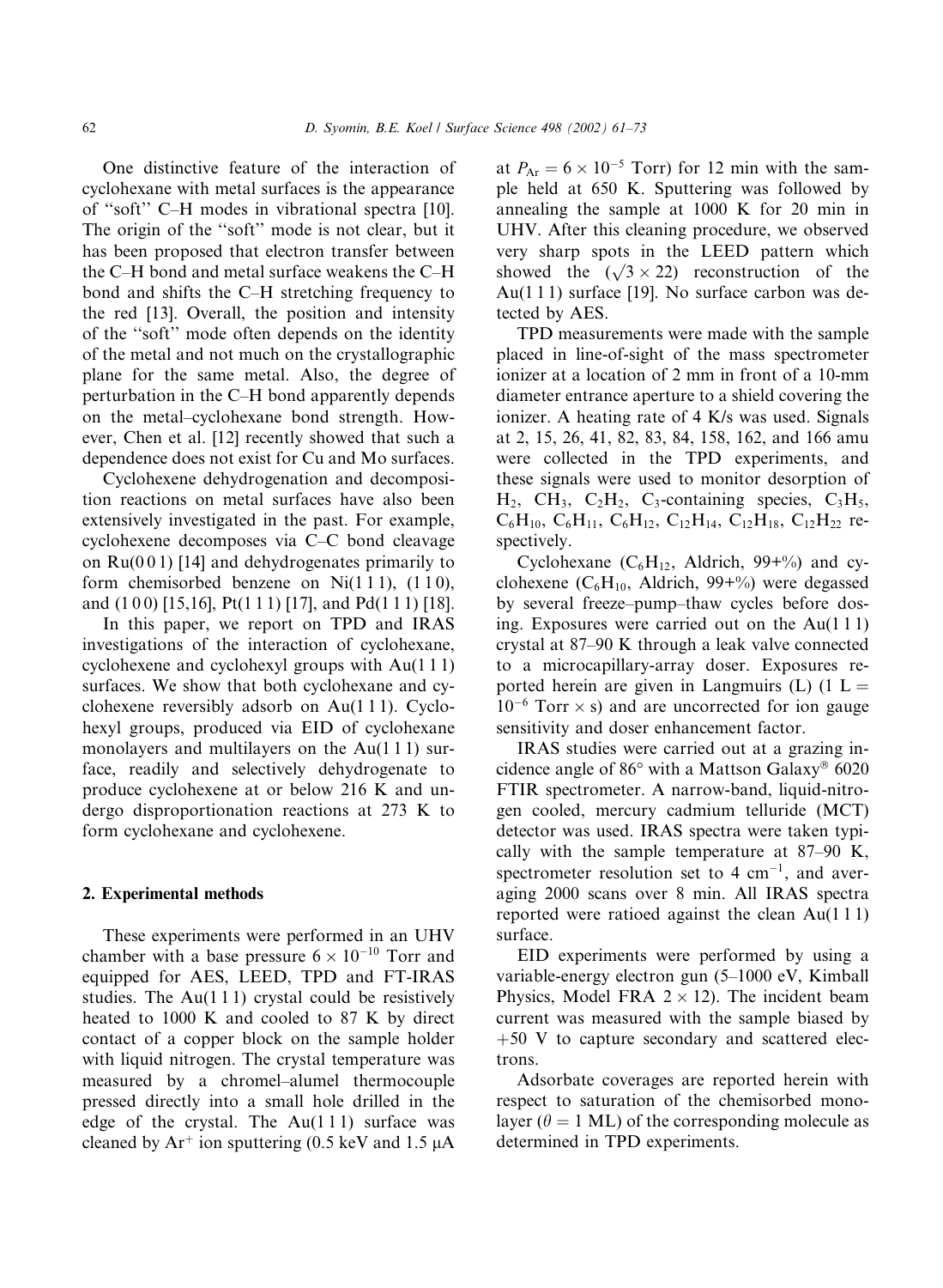One distinctive feature of the interaction of cyclohexane with metal surfaces is the appearance of ''soft'' C–H modes in vibrational spectra [10]. The origin of the ''soft'' mode is not clear, but it has been proposed that electron transfer between the C–H bond and metal surface weakens the C–H bond and shifts the C–H stretching frequency to the red [13]. Overall, the position and intensity of the ''soft'' mode often depends on the identity of the metal and not much on the crystallographic plane for the same metal. Also, the degree of perturbation in the C–H bond apparently depends on the metal–cyclohexane bond strength. However, Chen et al. [12] recently showed that such a dependence does not exist for Cu and Mo surfaces.

Cyclohexene dehydrogenation and decomposition reactions on metal surfaces have also been extensively investigated in the past. For example, cyclohexene decomposes via C–C bond cleavage on Ru(0 0 1) [14] and dehydrogenates primarily to form chemisorbed benzene on Ni(1 1 1), (1 1 0), and (1 0 0) [15,16], Pt(1 1 1) [17], and Pd(1 1 1) [18].

In this paper, we report on TPD and IRAS investigations of the interaction of cyclohexane, cyclohexene and cyclohexyl groups with Au(1 1 1) surfaces. We show that both cyclohexane and cyclohexene reversibly adsorb on Au(1 1 1). Cyclohexyl groups, produced via EID of cyclohexane monolayers and multilayers on the Au(1 1 1) surface, readily and selectively dehydrogenate to produce cyclohexene at or below 216 K and undergo disproportionation reactions at 273 K to form cyclohexane and cyclohexene.

## 2. Experimental methods

These experiments were performed in an UHV chamber with a base pressure $6 \times 10^{-10}$ Torr and equipped for AES, LEED, TPD and FT-IRAS studies. The Au(1 1 1) crystal could be resistively heated to 1000 K and cooled to 87 K by direct contact of a copper block on the sample holder with liquid nitrogen. The crystal temperature was measured by a chromel–alumel thermocouple pressed directly into a small hole drilled in the edge of the crystal. The Au(1 1 1) surface was cleaned by $Ar^+$ ion sputtering (0.5 keV and 1.5 μA at $P_{Ar} = 6 \times 10^{-5}$ Torr) for 12 min with the sample held at 650 K. Sputtering was followed by annealing the sample at 1000 K for 20 min in UHV. After this cleaning procedure, we observed very sharp spots in the LEED pattern which showed the $(\sqrt{3} \times 22)$ reconstruction of the Au(1 1 1) surface [19]. No surface carbon was detected by AES.

TPD measurements were made with the sample placed in line-of-sight of the mass spectrometer ionizer at a location of 2 mm in front of a 10-mm diameter entrance aperture to a shield covering the ionizer. A heating rate of 4 K/s was used. Signals at 2, 15, 26, 41, 82, 83, 84, 158, 162, and 166 amu were collected in the TPD experiments, and these signals were used to monitor desorption of $H_2$, $CH_3$, $C_2H_2$, $C_3$-containing species, $C_3H_5$, $C_6H_{10}$, $C_6H_{11}$, $C_6H_{12}$, $C_{12}H_{14}$, $C_{12}H_{18}$, $C_{12}H_{22}$ respectively.

Cyclohexane ($C_6H_{12}$, Aldrich, 99+%) and cyclohexene ($C_6H_{10}$, Aldrich, 99+%) were degassed by several freeze–pump–thaw cycles before dosing. Exposures were carried out on the Au(1 1 1) crystal at 87–90 K through a leak valve connected to a microcapillary-array doser. Exposures reported herein are given in Langmuirs (L) (1 L $= 10^{-6}$ Torr × s) and are uncorrected for ion gauge sensitivity and doser enhancement factor.

IRAS studies were carried out at a grazing incidence angle of 86° with a Mattson Galaxy® 6020 FTIR spectrometer. A narrow-band, liquid-nitrogen cooled, mercury cadmium telluride (MCT) detector was used. IRAS spectra were taken typically with the sample temperature at 87–90 K, spectrometer resolution set to 4 $cm^{-1}$, and averaging 2000 scans over 8 min. All IRAS spectra reported were ratioed against the clean Au(1 1 1) surface.

EID experiments were performed by using a variable-energy electron gun (5–1000 eV, Kimball Physics, Model FRA 2 × 12). The incident beam current was measured with the sample biased by +50 V to capture secondary and scattered electrons.

Adsorbate coverages are reported herein with respect to saturation of the chemisorbed monolayer ($\theta = 1$ ML) of the corresponding molecule as determined in TPD experiments.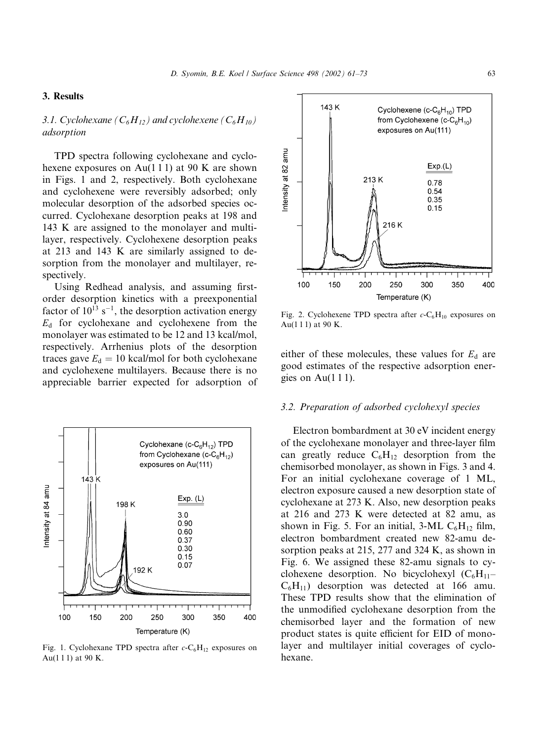## 3. Results

### 3.1. Cyclohexane ($C_6H_{12}$) and cyclohexene ($C_6H_{10}$) adsorption

TPD spectra following cyclohexane and cyclohexene exposures on Au(1 1 1) at 90 K are shown in Figs. 1 and 2, respectively. Both cyclohexane and cyclohexene were reversibly adsorbed; only molecular desorption of the adsorbed species occurred. Cyclohexane desorption peaks at 198 and 143 K are assigned to the monolayer and multilayer, respectively. Cyclohexene desorption peaks at 213 and 143 K are similarly assigned to desorption from the monolayer and multilayer, respectively.

Using Redhead analysis, and assuming first-order desorption kinetics with a preexponential factor of $10^{13}$ $s^{-1}$, the desorption activation energy $E_d$ for cyclohexane and cyclohexene from the monolayer was estimated to be 12 and 13 kcal/mol, respectively. Arrhenius plots of the desorption traces gave $E_d = 10$ kcal/mol for both cyclohexane and cyclohexene multilayers. Because there is no appreciable barrier expected for adsorption of either of these molecules, these values for $E_d$ are good estimates of the respective adsorption energies on Au(1 1 1).

Fig. 1. Cyclohexane TPD spectra after $c$-$C_6H_{12}$ exposures on Au(1 1 1) at 90 K.

Fig. 2. Cyclohexene TPD spectra after $c$-$C_6H_{10}$ exposures on Au(1 1 1) at 90 K.

### 3.2. Preparation of adsorbed cyclohexyl species

Electron bombardment at 30 eV incident energy of the cyclohexane monolayer and three-layer film can greatly reduce $C_6H_{12}$ desorption from the chemisorbed monolayer, as shown in Figs. 3 and 4. For an initial cyclohexane coverage of 1 ML, electron exposure caused a new desorption state of cyclohexane at 273 K. Also, new desorption peaks at 216 and 273 K were detected at 82 amu, as shown in Fig. 5. For an initial, 3-ML $C_6H_{12}$ film, electron bombardment created new 82-amu desorption peaks at 215, 277 and 324 K, as shown in Fig. 6. We assigned these 82-amu signals to cyclohexene desorption. No bicyclohexyl ($C_6H_{11}$–$C_6H_{11}$) desorption was detected at 166 amu. These TPD results show that the elimination of the unmodified cyclohexane desorption from the chemisorbed layer and the formation of new product states is quite efficient for EID of monolayer and multilayer initial coverages of cyclohexane.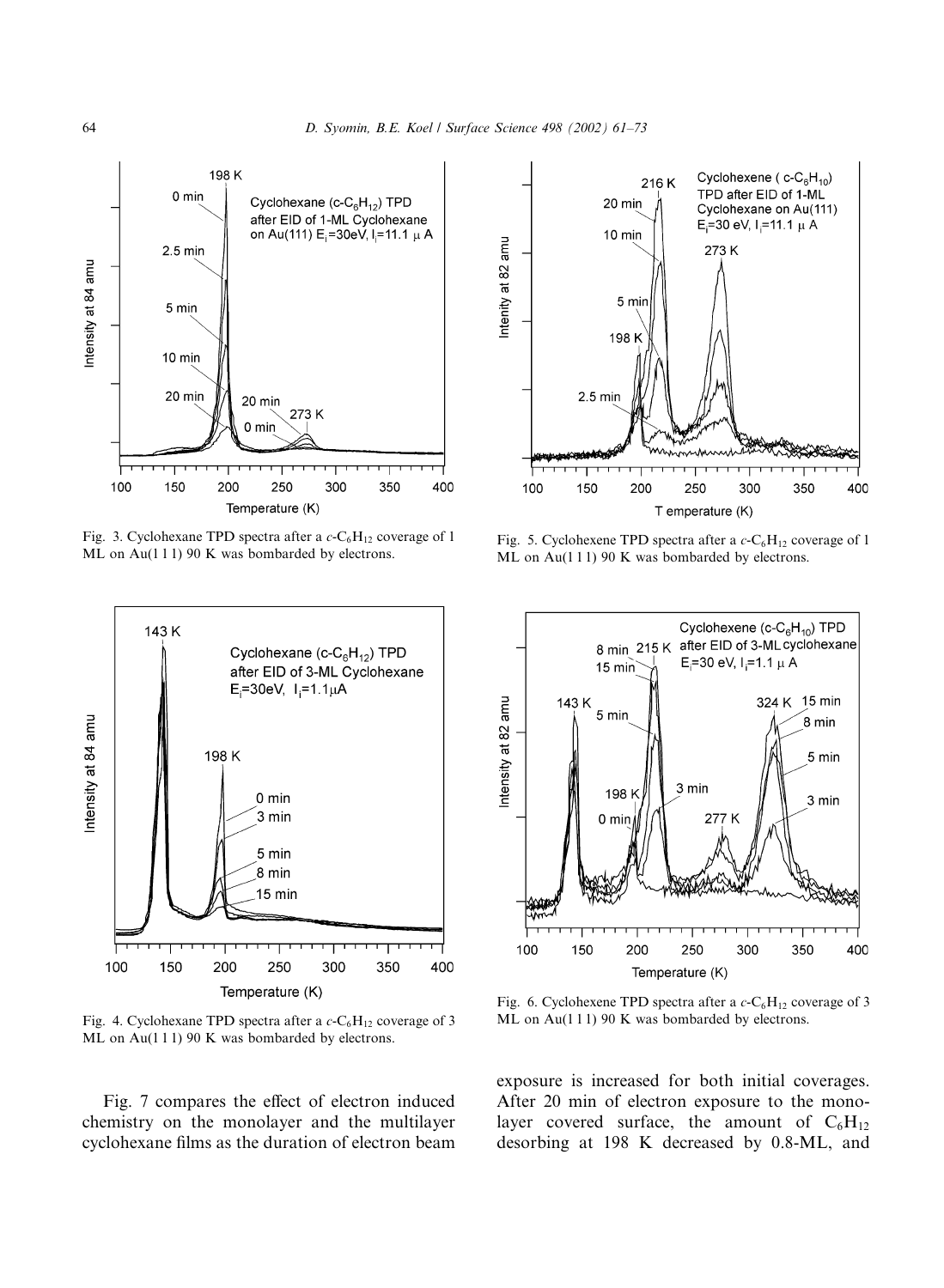Fig. 3. Cyclohexane TPD spectra after a $c$-$C_6H_{12}$ coverage of 1 ML on Au(1 1 1) 90 K was bombarded by electrons.

Fig. 5. Cyclohexene TPD spectra after a $c$-$C_6H_{12}$ coverage of 1 ML on Au(1 1 1) 90 K was bombarded by electrons.

Fig. 4. Cyclohexane TPD spectra after a $c$-$C_6H_{12}$ coverage of 3 ML on Au(1 1 1) 90 K was bombarded by electrons.

Fig. 6. Cyclohexene TPD spectra after a $c$-$C_6H_{12}$ coverage of 3 ML on Au(1 1 1) 90 K was bombarded by electrons.

Fig. 7 compares the effect of electron induced chemistry on the monolayer and the multilayer cyclohexane films as the duration of electron beam exposure is increased for both initial coverages. After 20 min of electron exposure to the monolayer covered surface, the amount of $C_6H_{12}$ desorbing at 198 K decreased by 0.8-ML, and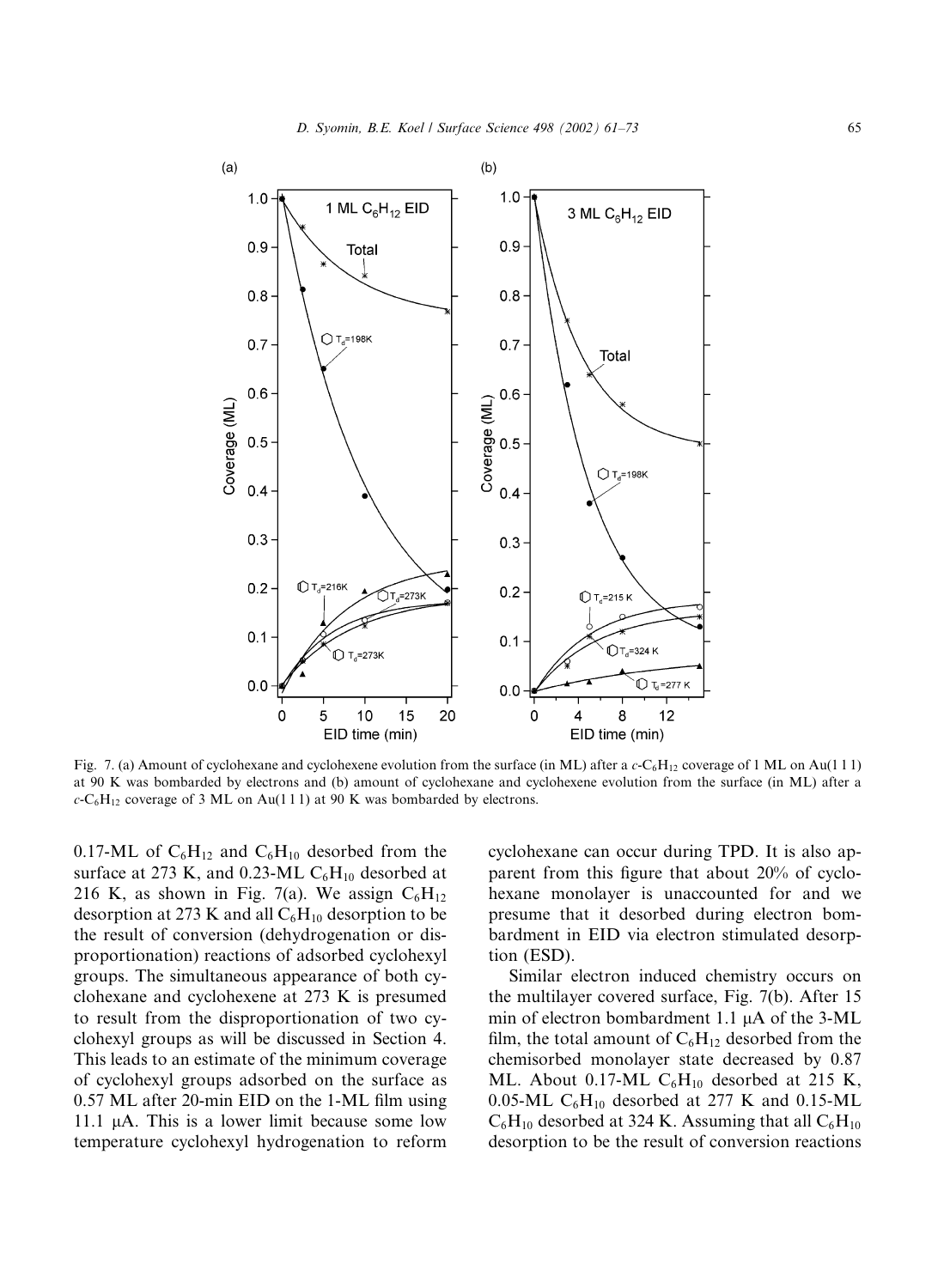Fig. 7. (a) Amount of cyclohexane and cyclohexene evolution from the surface (in ML) after a $c$-$C_6H_{12}$ coverage of 1 ML on Au(1 1 1) at 90 K was bombarded by electrons and (b) amount of cyclohexane and cyclohexene evolution from the surface (in ML) after a $c$-$C_6H_{12}$ coverage of 3 ML on Au(1 1 1) at 90 K was bombarded by electrons.

0.17-ML of $C_6H_{12}$ and $C_6H_{10}$ desorbed from the surface at 273 K, and 0.23-ML $C_6H_{10}$ desorbed at 216 K, as shown in Fig. 7(a). We assign $C_6H_{12}$ desorption at 273 K and all $C_6H_{10}$ desorption to be the result of conversion (dehydrogenation or disproportionation) reactions of adsorbed cyclohexyl groups. The simultaneous appearance of both cyclohexane and cyclohexene at 273 K is presumed to result from the disproportionation of two cyclohexyl groups as will be discussed in Section 4. This leads to an estimate of the minimum coverage of cyclohexyl groups adsorbed on the surface as 0.57 ML after 20-min EID on the 1-ML film using 11.1 μA. This is a lower limit because some low temperature cyclohexyl hydrogenation to reform cyclohexane can occur during TPD. It is also apparent from this figure that about 20% of cyclohexane monolayer is unaccounted for and we presume that it desorbed during electron bombardment in EID via electron stimulated desorption (ESD).

Similar electron induced chemistry occurs on the multilayer covered surface, Fig. 7(b). After 15 min of electron bombardment 1.1 μA of the 3-ML film, the total amount of $C_6H_{12}$ desorbed from the chemisorbed monolayer state decreased by 0.87 ML. About 0.17-ML $C_6H_{10}$ desorbed at 215 K, 0.05-ML $C_6H_{10}$ desorbed at 277 K and 0.15-ML $C_6H_{10}$ desorbed at 324 K. Assuming that all $C_6H_{10}$ desorption to be the result of conversion reactions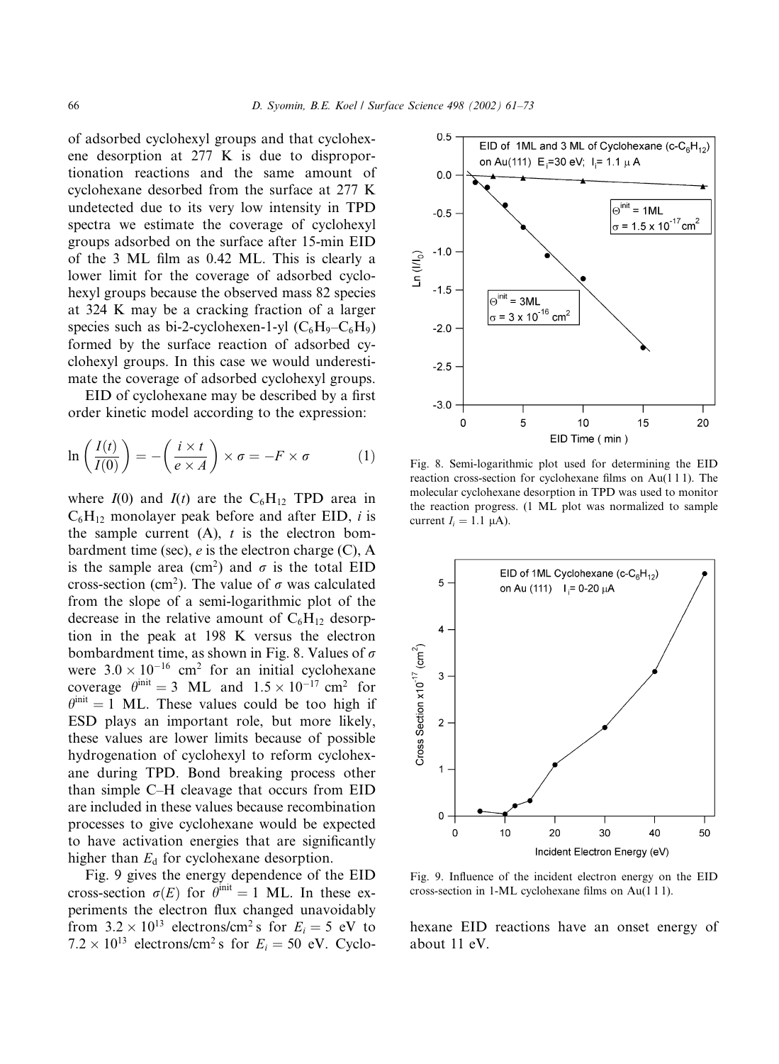of adsorbed cyclohexyl groups and that cyclohexene desorption at 277 K is due to disproportionation reactions and the same amount of cyclohexane desorbed from the surface at 277 K undetected due to its very low intensity in TPD spectra we estimate the coverage of cyclohexyl groups adsorbed on the surface after 15-min EID of the 3 ML film as 0.42 ML. This is clearly a lower limit for the coverage of adsorbed cyclohexyl groups because the observed mass 82 species at 324 K may be a cracking fraction of a larger species such as bi-2-cyclohexen-1-yl ($C_6H_9$–$C_6H_9$) formed by the surface reaction of adsorbed cyclohexyl groups. In this case we would underestimate the coverage of adsorbed cyclohexyl groups.

EID of cyclohexane may be described by a first order kinetic model according to the expression:

$$\ln\left(\frac{I(t)}{I(0)}\right) = -\left(\frac{i \times t}{e \times A}\right) \times \sigma = -F \times \sigma \qquad (1)$$

where $I(0)$ and $I(t)$ are the $C_6H_{12}$ TPD area in $C_6H_{12}$ monolayer peak before and after EID, $i$ is the sample current (A), $t$ is the electron bombardment time (sec), $e$ is the electron charge (C), A is the sample area ($cm^2$) and $\sigma$ is the total EID cross-section ($cm^2$). The value of $\sigma$ was calculated from the slope of a semi-logarithmic plot of the decrease in the relative amount of $C_6H_{12}$ desorption in the peak at 198 K versus the electron bombardment time, as shown in Fig. 8. Values of $\sigma$ were $3.0 \times 10^{-16}$ $cm^2$ for an initial cyclohexane coverage $\theta^{init} = 3$ ML and $1.5 \times 10^{-17}$ $cm^2$ for $\theta^{init} = 1$ ML. These values could be too high if ESD plays an important role, but more likely, these values are lower limits because of possible hydrogenation of cyclohexyl to reform cyclohexane during TPD. Bond breaking process other than simple C–H cleavage that occurs from EID are included in these values because recombination processes to give cyclohexane would be expected to have activation energies that are significantly higher than $E_d$ for cyclohexane desorption.

Fig. 9 gives the energy dependence of the EID cross-section $\sigma(E)$ for $\theta^{init} = 1$ ML. In these experiments the electron flux changed unavoidably from $3.2 \times 10^{13}$ electrons/$cm^2$ s for $E_i = 5$ eV to $7.2 \times 10^{13}$ electrons/$cm^2$ s for $E_i = 50$ eV. Cyclohexane EID reactions have an onset energy of about 11 eV.

Fig. 8. Semi-logarithmic plot used for determining the EID reaction cross-section for cyclohexane films on Au(1 1 1). The molecular cyclohexane desorption in TPD was used to monitor the reaction progress. (1 ML plot was normalized to sample current $I_i = 1.1$ μA).

Fig. 9. Influence of the incident electron energy on the EID cross-section in 1-ML cyclohexane films on Au(1 1 1).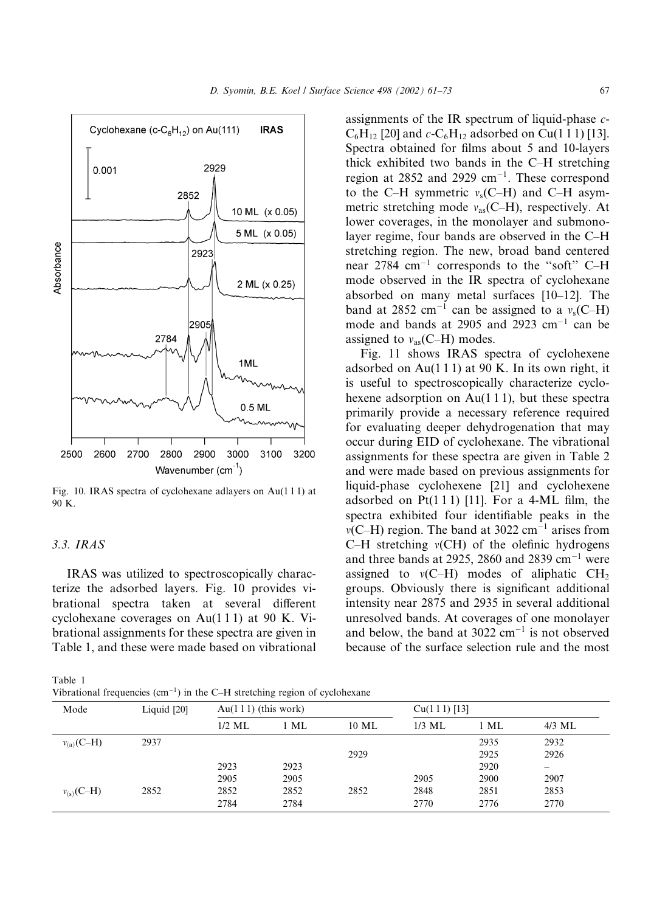Fig. 10. IRAS spectra of cyclohexane adlayers on Au(1 1 1) at 90 K.

### 3.3. IRAS

IRAS was utilized to spectroscopically characterize the adsorbed layers. Fig. 10 provides vibrational spectra taken at several different cyclohexane coverages on Au(1 1 1) at 90 K. Vibrational assignments for these spectra are given in Table 1, and these were made based on vibrational assignments of the IR spectrum of liquid-phase $c$-$C_6H_{12}$ [20] and $c$-$C_6H_{12}$ adsorbed on Cu(1 1 1) [13]. Spectra obtained for films about 5 and 10-layers thick exhibited two bands in the C–H stretching region at 2852 and 2929 $cm^{-1}$. These correspond to the C–H symmetric $\nu_s$(C–H) and C–H asymmetric stretching mode $\nu_{as}$(C–H), respectively. At lower coverages, in the monolayer and submonolayer regime, four bands are observed in the C–H stretching region. The new, broad band centered near 2784 $cm^{-1}$ corresponds to the "soft" C–H mode observed in the IR spectra of cyclohexane absorbed on many metal surfaces [10–12]. The band at 2852 $cm^{-1}$ can be assigned to a $\nu_s$(C–H) mode and bands at 2905 and 2923 $cm^{-1}$ can be assigned to $\nu_{as}$(C–H) modes.

Fig. 11 shows IRAS spectra of cyclohexene adsorbed on Au(1 1 1) at 90 K. In its own right, it is useful to spectroscopically characterize cyclohexene adsorption on Au(1 1 1), but these spectra primarily provide a necessary reference required for evaluating deeper dehydrogenation that may occur during EID of cyclohexane. The vibrational assignments for these spectra are given in Table 2 and were made based on previous assignments for liquid-phase cyclohexene [21] and cyclohexene adsorbed on Pt(1 1 1) [11]. For a 4-ML film, the spectra exhibited four identifiable peaks in the $\nu$(C–H) region. The band at 3022 $cm^{-1}$ arises from C–H stretching $\nu$(CH) of the olefinic hydrogens and three bands at 2925, 2860 and 2839 $cm^{-1}$ were assigned to $\nu$(C–H) modes of aliphatic $CH_2$ groups. Obviously there is significant additional intensity near 2875 and 2935 in several additional unresolved bands. At coverages of one monolayer and below, the band at 3022 $cm^{-1}$ is not observed because of the surface selection rule and the most

Table 1
Vibrational frequencies ($cm^{-1}$) in the C–H stretching region of cyclohexane

| Mode | Liquid [20] | Au(1 1 1) (this work) | | | Cu(1 1 1) [13] | | |
|---|---|---|---|---|---|---|---|
| | | 1/2 ML | 1 ML | 10 ML | 1/3 ML | 1 ML | 4/3 ML |
| $\nu_{(a)}$(C–H) | 2937 | | | | | 2935 | 2932 |
| | | | | 2929 | | 2925 | 2926 |
| | | 2923 | 2923 | | | 2920 | – |
| | | 2905 | 2905 | | 2905 | 2900 | 2907 |
| $\nu_{(s)}$(C–H) | 2852 | 2852 | 2852 | 2852 | 2848 | 2851 | 2853 |
| | | 2784 | 2784 | | 2770 | 2776 | 2770 |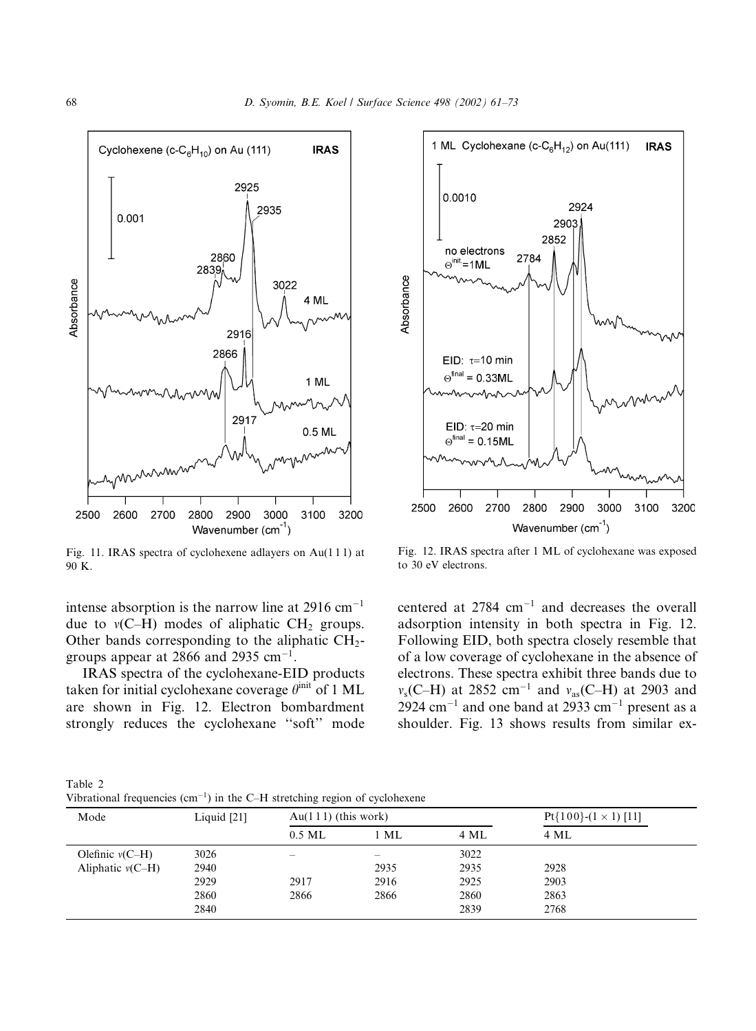Fig. 11. IRAS spectra of cyclohexene adlayers on Au(1 1 1) at 90 K.

Fig. 12. IRAS spectra after 1 ML of cyclohexane was exposed to 30 eV electrons.

intense absorption is the narrow line at 2916 $cm^{-1}$ due to $\nu$(C–H) modes of aliphatic $CH_2$ groups. Other bands corresponding to the aliphatic $CH_2$-groups appear at 2866 and 2935 $cm^{-1}$.

IRAS spectra of the cyclohexane-EID products taken for initial cyclohexane coverage $\theta^{init}$ of 1 ML are shown in Fig. 12. Electron bombardment strongly reduces the cyclohexane "soft" mode centered at 2784 $cm^{-1}$ and decreases the overall adsorption intensity in both spectra in Fig. 12. Following EID, both spectra closely resemble that of a low coverage of cyclohexane in the absence of electrons. These spectra exhibit three bands due to $\nu_s$(C–H) at 2852 $cm^{-1}$ and $\nu_{as}$(C–H) at 2903 and 2924 $cm^{-1}$ and one band at 2933 $cm^{-1}$ present as a shoulder. Fig. 13 shows results from similar ex-

Table 2
Vibrational frequencies ($cm^{-1}$) in the C–H stretching region of cyclohexene

| Mode | Liquid [21] | Au(1 1 1) (this work) | | | Pt{1 0 0}-(1 × 1) [11] |
|---|---|---|---|---|---|
| | | 0.5 ML | 1 ML | 4 ML | 4 ML |
| Olefinic $\nu$(C–H) | 3026 | – | – | 3022 | |
| Aliphatic $\nu$(C–H) | 2940 | | 2935 | 2935 | 2928 |
| | 2929 | 2917 | 2916 | 2925 | 2903 |
| | 2860 | 2866 | 2866 | 2860 | 2863 |
| | 2840 | | | 2839 | 2768 |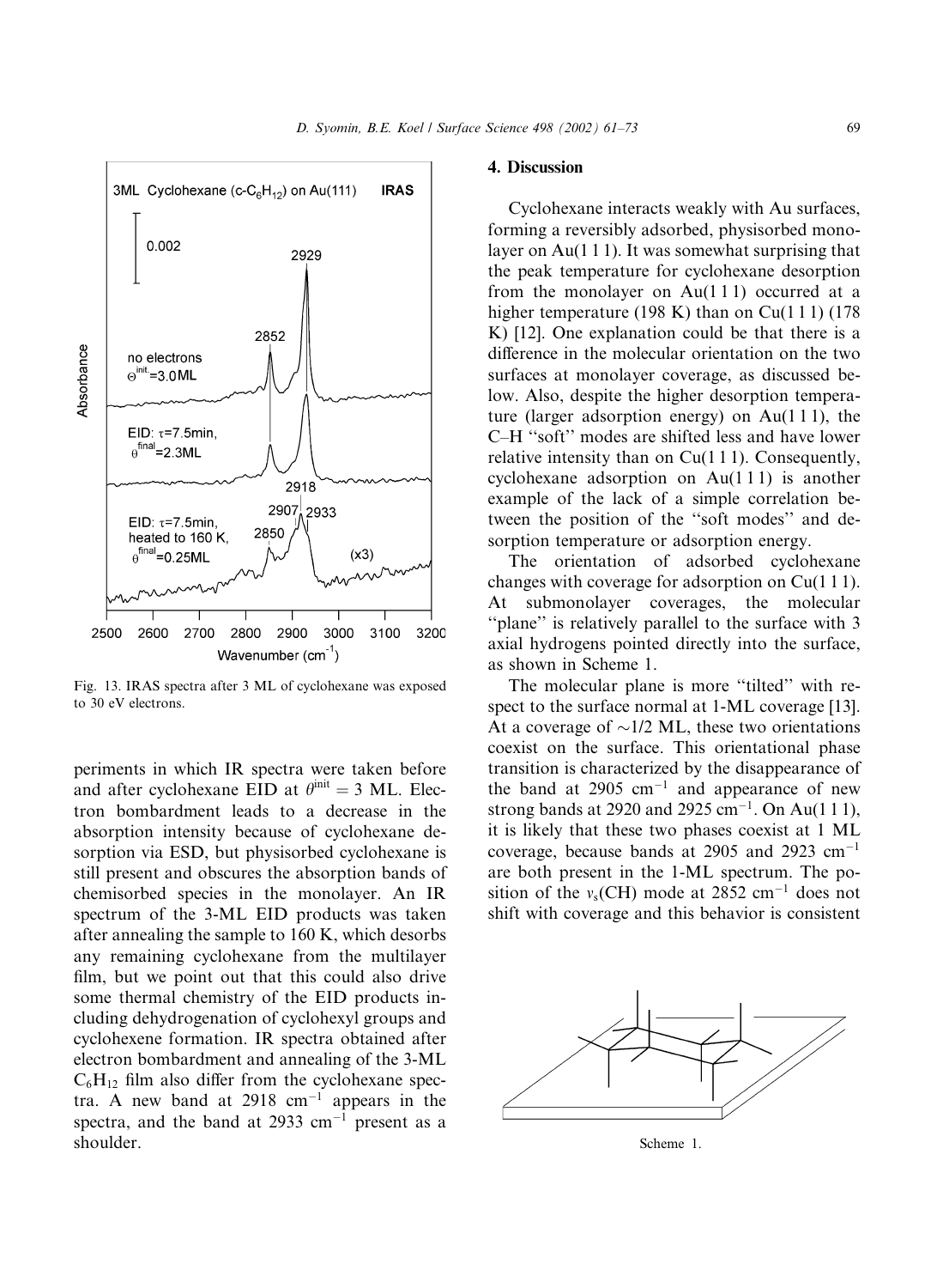Fig. 13. IRAS spectra after 3 ML of cyclohexane was exposed to 30 eV electrons.

periments in which IR spectra were taken before and after cyclohexane EID at $\theta^{init} = 3$ ML. Electron bombardment leads to a decrease in the absorption intensity because of cyclohexane desorption via ESD, but physisorbed cyclohexane is still present and obscures the absorption bands of chemisorbed species in the monolayer. An IR spectrum of the 3-ML EID products was taken after annealing the sample to 160 K, which desorbs any remaining cyclohexane from the multilayer film, but we point out that this could also drive some thermal chemistry of the EID products including dehydrogenation of cyclohexyl groups and cyclohexene formation. IR spectra obtained after electron bombardment and annealing of the 3-ML $C_6H_{12}$ film also differ from the cyclohexane spectra. A new band at 2918 $cm^{-1}$ appears in the spectra, and the band at 2933 $cm^{-1}$ present as a shoulder.

## 4. Discussion

Cyclohexane interacts weakly with Au surfaces, forming a reversibly adsorbed, physisorbed monolayer on Au(1 1 1). It was somewhat surprising that the peak temperature for cyclohexane desorption from the monolayer on Au(1 1 1) occurred at a higher temperature (198 K) than on Cu(1 1 1) (178 K) [12]. One explanation could be that there is a difference in the molecular orientation on the two surfaces at monolayer coverage, as discussed below. Also, despite the higher desorption temperature (larger adsorption energy) on Au(1 1 1), the C–H "soft" modes are shifted less and have lower relative intensity than on Cu(1 1 1). Consequently, cyclohexane adsorption on Au(1 1 1) is another example of the lack of a simple correlation between the position of the "soft modes" and desorption temperature or adsorption energy.

The orientation of adsorbed cyclohexane changes with coverage for adsorption on Cu(1 1 1). At submonolayer coverages, the molecular "plane" is relatively parallel to the surface with 3 axial hydrogens pointed directly into the surface, as shown in Scheme 1.

The molecular plane is more "tilted" with respect to the surface normal at 1-ML coverage [13]. At a coverage of ~1/2 ML, these two orientations coexist on the surface. This orientational phase transition is characterized by the disappearance of the band at 2905 $cm^{-1}$ and appearance of new strong bands at 2920 and 2925 $cm^{-1}$. On Au(1 1 1), it is likely that these two phases coexist at 1 ML coverage, because bands at 2905 and 2923 $cm^{-1}$ are both present in the 1-ML spectrum. The position of the $\nu_s$(CH) mode at 2852 $cm^{-1}$ does not shift with coverage and this behavior is consistent

Scheme 1.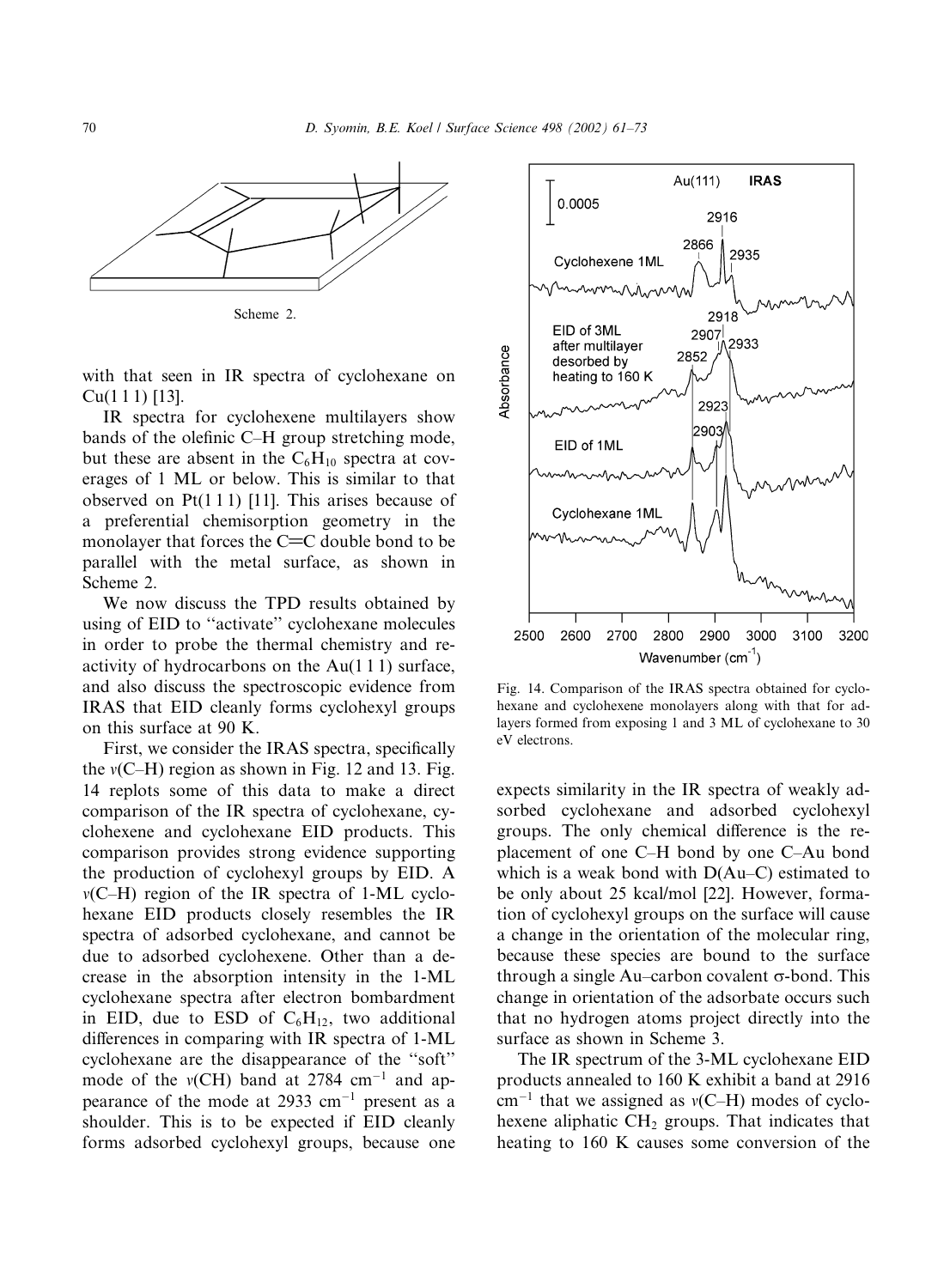Scheme 2.

with that seen in IR spectra of cyclohexane on Cu(1 1 1) [13].

IR spectra for cyclohexene multilayers show bands of the olefinic C–H group stretching mode, but these are absent in the $C_6H_{10}$ spectra at coverages of 1 ML or below. This is similar to that observed on Pt(1 1 1) [11]. This arises because of a preferential chemisorption geometry in the monolayer that forces the C=C double bond to be parallel with the metal surface, as shown in Scheme 2.

We now discuss the TPD results obtained by using of EID to "activate" cyclohexane molecules in order to probe the thermal chemistry and reactivity of hydrocarbons on the Au(1 1 1) surface, and also discuss the spectroscopic evidence from IRAS that EID cleanly forms cyclohexyl groups on this surface at 90 K.

First, we consider the IRAS spectra, specifically the $\nu$(C–H) region as shown in Fig. 12 and 13. Fig. 14 replots some of this data to make a direct comparison of the IR spectra of cyclohexane, cyclohexene and cyclohexane EID products. This comparison provides strong evidence supporting the production of cyclohexyl groups by EID. A $\nu$(C–H) region of the IR spectra of 1-ML cyclohexane EID products closely resembles the IR spectra of adsorbed cyclohexane, and cannot be due to adsorbed cyclohexene. Other than a decrease in the absorption intensity in the 1-ML cyclohexane spectra after electron bombardment in EID, due to ESD of $C_6H_{12}$, two additional differences in comparing with IR spectra of 1-ML cyclohexane are the disappearance of the "soft" mode of the $\nu$(CH) band at 2784 $cm^{-1}$ and appearance of the mode at 2933 $cm^{-1}$ present as a shoulder. This is to be expected if EID cleanly forms adsorbed cyclohexyl groups, because one expects similarity in the IR spectra of weakly adsorbed cyclohexane and adsorbed cyclohexyl groups. The only chemical difference is the replacement of one C–H bond by one C–Au bond which is a weak bond with D(Au–C) estimated to be only about 25 kcal/mol [22]. However, formation of cyclohexyl groups on the surface will cause a change in the orientation of the molecular ring, because these species are bound to the surface through a single Au–carbon covalent σ-bond. This change in orientation of the adsorbate occurs such that no hydrogen atoms project directly into the surface as shown in Scheme 3.

Fig. 14. Comparison of the IRAS spectra obtained for cyclohexane and cyclohexene monolayers along with that for adlayers formed from exposing 1 and 3 ML of cyclohexane to 30 eV electrons.

The IR spectrum of the 3-ML cyclohexane EID products annealed to 160 K exhibit a band at 2916 $cm^{-1}$ that we assigned as $\nu$(C–H) modes of cyclohexene aliphatic $CH_2$ groups. That indicates that heating to 160 K causes some conversion of the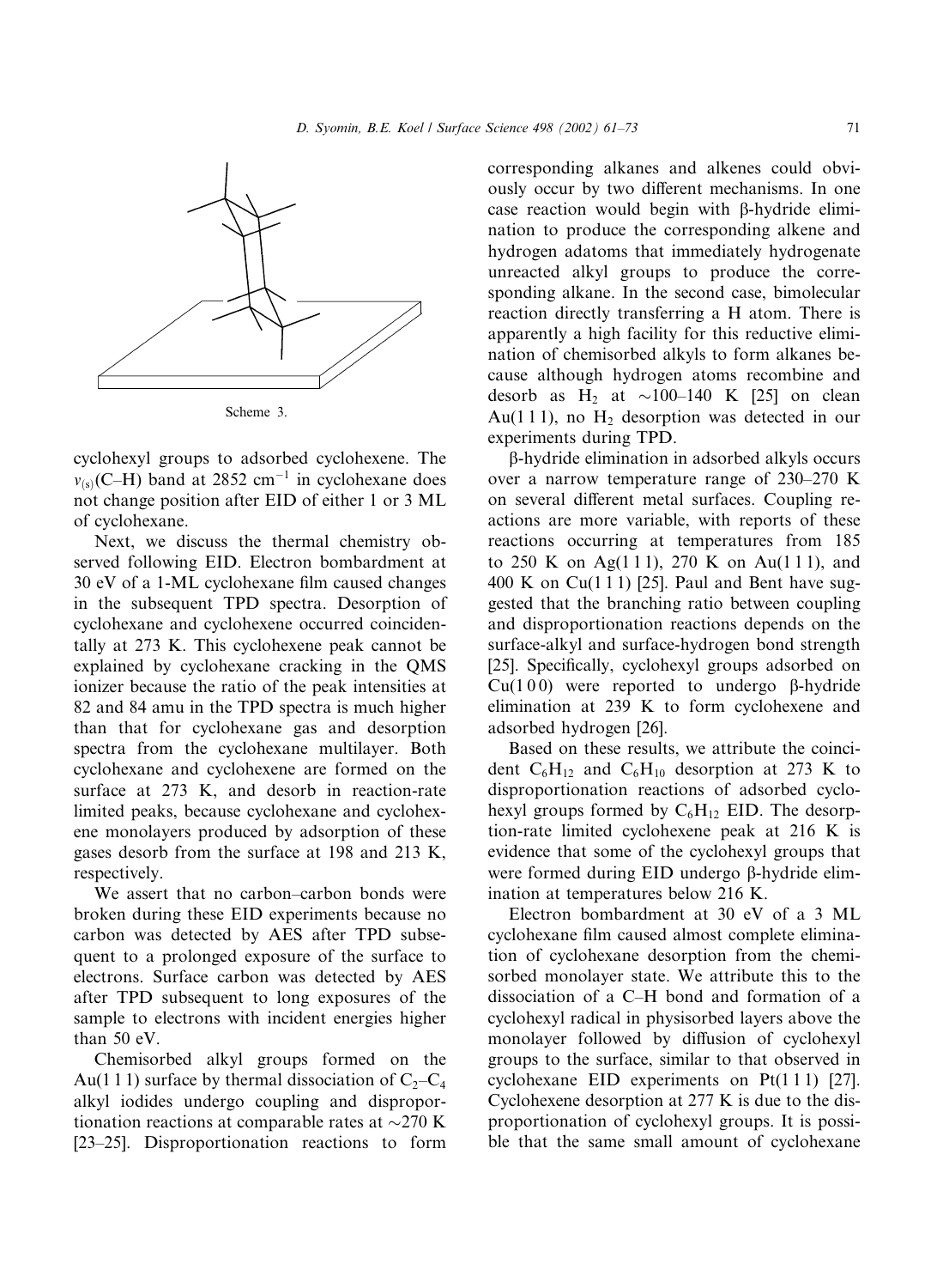Scheme 3.

cyclohexyl groups to adsorbed cyclohexene. The $\nu_{(s)}$(C–H) band at 2852 cm$^{-1}$ in cyclohexane does not change position after EID of either 1 or 3 ML of cyclohexane.

Next, we discuss the thermal chemistry observed following EID. Electron bombardment at 30 eV of a 1-ML cyclohexane film caused changes in the subsequent TPD spectra. Desorption of cyclohexane and cyclohexene occurred coincidentally at 273 K. This cyclohexene peak cannot be explained by cyclohexane cracking in the QMS ionizer because the ratio of the peak intensities at 82 and 84 amu in the TPD spectra is much higher than that for cyclohexane gas and desorption spectra from the cyclohexane multilayer. Both cyclohexane and cyclohexene are formed on the surface at 273 K, and desorb in reaction-rate limited peaks, because cyclohexane and cyclohexene monolayers produced by adsorption of these gases desorb from the surface at 198 and 213 K, respectively.

We assert that no carbon–carbon bonds were broken during these EID experiments because no carbon was detected by AES after TPD subsequent to a prolonged exposure of the surface to electrons. Surface carbon was detected by AES after TPD subsequent to long exposures of the sample to electrons with incident energies higher than 50 eV.

Chemisorbed alkyl groups formed on the Au(1 1 1) surface by thermal dissociation of $C_2$–$C_4$ alkyl iodides undergo coupling and disproportionation reactions at comparable rates at ~270 K [23–25]. Disproportionation reactions to form corresponding alkanes and alkenes could obviously occur by two different mechanisms. In one case reaction would begin with β-hydride elimination to produce the corresponding alkene and hydrogen adatoms that immediately hydrogenate unreacted alkyl groups to produce the corresponding alkane. In the second case, bimolecular reaction directly transferring a H atom. There is apparently a high facility for this reductive elimination of chemisorbed alkyls to form alkanes because although hydrogen atoms recombine and desorb as $H_2$ at ~100–140 K [25] on clean Au(1 1 1), no $H_2$ desorption was detected in our experiments during TPD.

β-hydride elimination in adsorbed alkyls occurs over a narrow temperature range of 230–270 K on several different metal surfaces. Coupling reactions are more variable, with reports of these reactions occurring at temperatures from 185 to 250 K on Ag(1 1 1), 270 K on Au(1 1 1), and 400 K on Cu(1 1 1) [25]. Paul and Bent have suggested that the branching ratio between coupling and disproportionation reactions depends on the surface-alkyl and surface-hydrogen bond strength [25]. Specifically, cyclohexyl groups adsorbed on Cu(1 0 0) were reported to undergo β-hydride elimination at 239 K to form cyclohexene and adsorbed hydrogen [26].

Based on these results, we attribute the coincident $C_6H_{12}$ and $C_6H_{10}$ desorption at 273 K to disproportionation reactions of adsorbed cyclohexyl groups formed by $C_6H_{12}$ EID. The desorption-rate limited cyclohexene peak at 216 K is evidence that some of the cyclohexyl groups that were formed during EID undergo β-hydride elimination at temperatures below 216 K.

Electron bombardment at 30 eV of a 3 ML cyclohexane film caused almost complete elimination of cyclohexane desorption from the chemisorbed monolayer state. We attribute this to the dissociation of a C–H bond and formation of a cyclohexyl radical in physisorbed layers above the monolayer followed by diffusion of cyclohexyl groups to the surface, similar to that observed in cyclohexane EID experiments on Pt(1 1 1) [27]. Cyclohexene desorption at 277 K is due to the disproportionation of cyclohexyl groups. It is possible that the same small amount of cyclohexane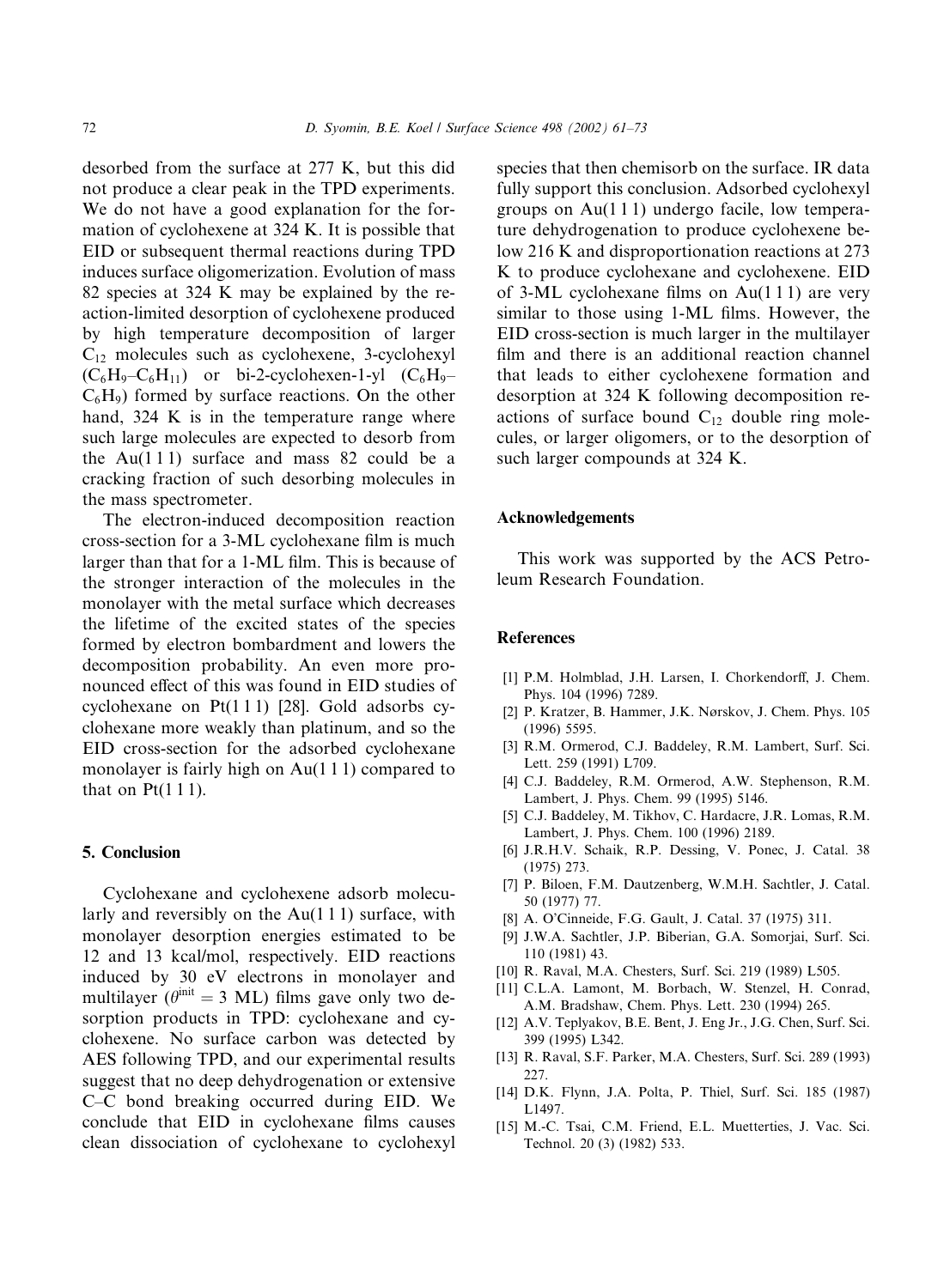desorbed from the surface at 277 K, but this did not produce a clear peak in the TPD experiments. We do not have a good explanation for the formation of cyclohexene at 324 K. It is possible that EID or subsequent thermal reactions during TPD induces surface oligomerization. Evolution of mass 82 species at 324 K may be explained by the reaction-limited desorption of cyclohexene produced by high temperature decomposition of larger $C_{12}$ molecules such as cyclohexene, 3-cyclohexyl ($C_6H_9$–$C_6H_{11}$) or bi-2-cyclohexen-1-yl ($C_6H_9$–$C_6H_9$) formed by surface reactions. On the other hand, 324 K is in the temperature range where such large molecules are expected to desorb from the Au(1 1 1) surface and mass 82 could be a cracking fraction of such desorbing molecules in the mass spectrometer.

The electron-induced decomposition reaction cross-section for a 3-ML cyclohexane film is much larger than that for a 1-ML film. This is because of the stronger interaction of the molecules in the monolayer with the metal surface which decreases the lifetime of the excited states of the species formed by electron bombardment and lowers the decomposition probability. An even more pronounced effect of this was found in EID studies of cyclohexane on Pt(1 1 1) [28]. Gold adsorbs cyclohexane more weakly than platinum, and so the EID cross-section for the adsorbed cyclohexane monolayer is fairly high on Au(1 1 1) compared to that on Pt(1 1 1).

## 5. Conclusion

Cyclohexane and cyclohexene adsorb molecularly and reversibly on the Au(1 1 1) surface, with monolayer desorption energies estimated to be 12 and 13 kcal/mol, respectively. EID reactions induced by 30 eV electrons in monolayer and multilayer ($\theta^{init} = 3$ ML) films gave only two desorption products in TPD: cyclohexane and cyclohexene. No surface carbon was detected by AES following TPD, and our experimental results suggest that no deep dehydrogenation or extensive C–C bond breaking occurred during EID. We conclude that EID in cyclohexane films causes clean dissociation of cyclohexane to cyclohexyl species that then chemisorb on the surface. IR data fully support this conclusion. Adsorbed cyclohexyl groups on Au(1 1 1) undergo facile, low temperature dehydrogenation to produce cyclohexene below 216 K and disproportionation reactions at 273 K to produce cyclohexane and cyclohexene. EID of 3-ML cyclohexane films on Au(1 1 1) are very similar to those using 1-ML films. However, the EID cross-section is much larger in the multilayer film and there is an additional reaction channel that leads to either cyclohexene formation and desorption at 324 K following decomposition reactions of surface bound $C_{12}$ double ring molecules, or larger oligomers, or to the desorption of such larger compounds at 324 K.

## Acknowledgements

This work was supported by the ACS Petroleum Research Foundation.

## References

[1] P.M. Holmblad, J.H. Larsen, I. Chorkendorff, J. Chem. Phys. 104 (1996) 7289.
[2] P. Kratzer, B. Hammer, J.K. Nørskov, J. Chem. Phys. 105 (1996) 5595.
[3] R.M. Ormerod, C.J. Baddeley, R.M. Lambert, Surf. Sci. Lett. 259 (1991) L709.
[4] C.J. Baddeley, R.M. Ormerod, A.W. Stephenson, R.M. Lambert, J. Phys. Chem. 99 (1995) 5146.
[5] C.J. Baddeley, M. Tikhov, C. Hardacre, J.R. Lomas, R.M. Lambert, J. Phys. Chem. 100 (1996) 2189.
[6] J.R.H.V. Schaik, R.P. Dessing, V. Ponec, J. Catal. 38 (1975) 273.
[7] P. Biloen, F.M. Dautzenberg, W.M.H. Sachtler, J. Catal. 50 (1977) 77.
[8] A. O'Cinneide, F.G. Gault, J. Catal. 37 (1975) 311.
[9] J.W.A. Sachtler, J.P. Biberian, G.A. Somorjai, Surf. Sci. 110 (1981) 43.
[10] R. Raval, M.A. Chesters, Surf. Sci. 219 (1989) L505.
[11] C.L.A. Lamont, M. Borbach, W. Stenzel, H. Conrad, A.M. Bradshaw, Chem. Phys. Lett. 230 (1994) 265.
[12] A.V. Teplyakov, B.E. Bent, J. Eng Jr., J.G. Chen, Surf. Sci. 399 (1995) L342.
[13] R. Raval, S.F. Parker, M.A. Chesters, Surf. Sci. 289 (1993) 227.
[14] D.K. Flynn, J.A. Polta, P. Thiel, Surf. Sci. 185 (1987) L1497.
[15] M.-C. Tsai, C.M. Friend, E.L. Muetterties, J. Vac. Sci. Technol. 20 (3) (1982) 533.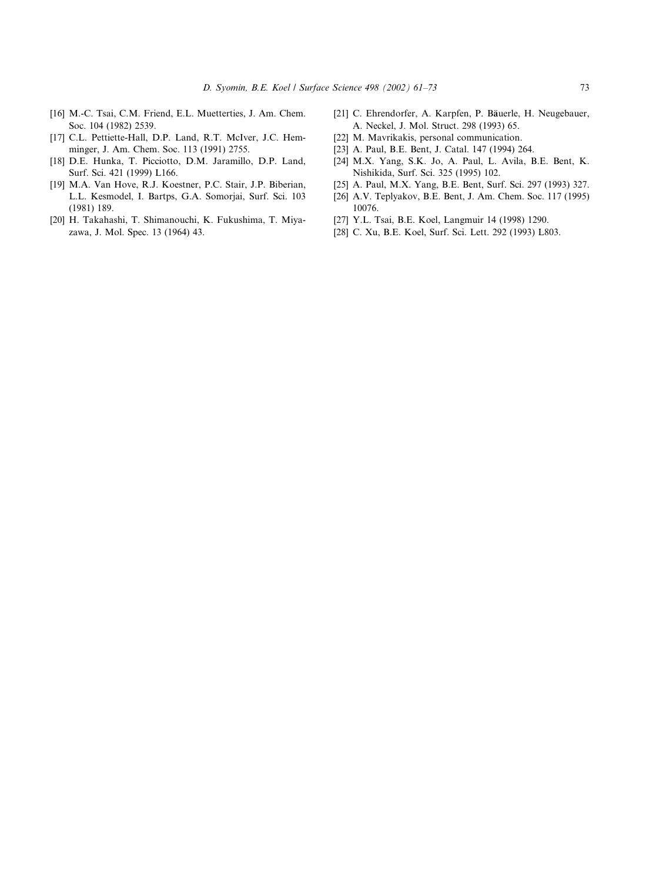[16] M.-C. Tsai, C.M. Friend, E.L. Muetterties, J. Am. Chem. Soc. 104 (1982) 2539.

[17] C.L. Pettiette-Hall, D.P. Land, R.T. McIver, J.C. Hemminger, J. Am. Chem. Soc. 113 (1991) 2755.

[18] D.E. Hunka, T. Picciotto, D.M. Jaramillo, D.P. Land, Surf. Sci. 421 (1999) L166.

[19] M.A. Van Hove, R.J. Koestner, P.C. Stair, J.P. Biberian, L.L. Kesmodel, I. Bartps, G.A. Somorjai, Surf. Sci. 103 (1981) 189.

[20] H. Takahashi, T. Shimanouchi, K. Fukushima, T. Miyazawa, J. Mol. Spec. 13 (1964) 43.

[21] C. Ehrendorfer, A. Karpfen, P. Bäuerle, H. Neugebauer, A. Neckel, J. Mol. Struct. 298 (1993) 65.

[22] M. Mavrikakis, personal communication.

[23] A. Paul, B.E. Bent, J. Catal. 147 (1994) 264.

[24] M.X. Yang, S.K. Jo, A. Paul, L. Avila, B.E. Bent, K. Nishikida, Surf. Sci. 325 (1995) 102.

[25] A. Paul, M.X. Yang, B.E. Bent, Surf. Sci. 297 (1993) 327.

[26] A.V. Teplyakov, B.E. Bent, J. Am. Chem. Soc. 117 (1995) 10076.

[27] Y.L. Tsai, B.E. Koel, Langmuir 14 (1998) 1290.

[28] C. Xu, B.E. Koel, Surf. Sci. Lett. 292 (1993) L803.